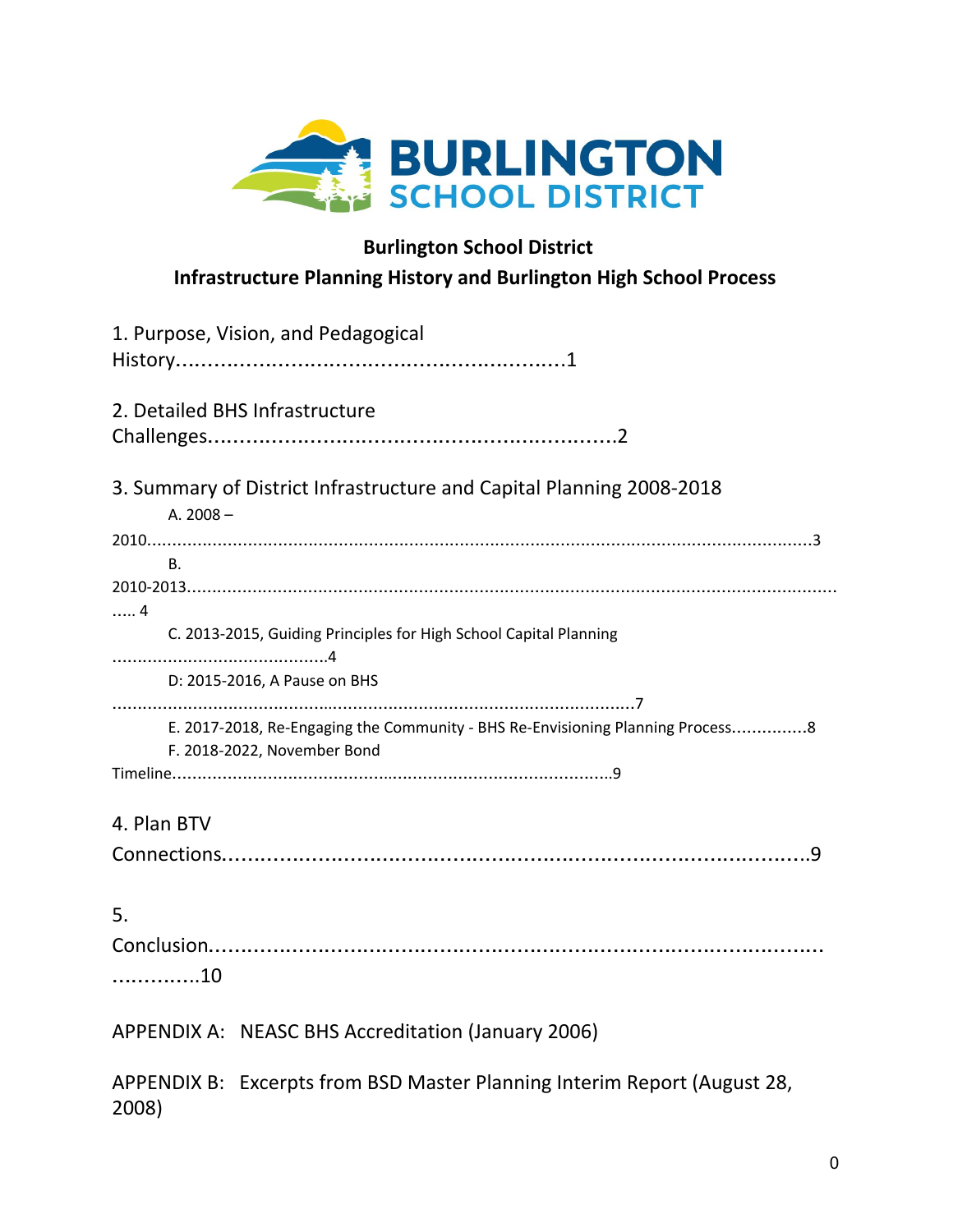**Burlington School District**

**Infrastructure Planning History and Burlington High School Process**

1. Purpose, Vision, and Pedagogical History........................................................1

2. Detailed BHS Infrastructure Challenges..............................................................2

3. Summary of District Infrastructure and Capital Planning 2008-2018
   - A. 2008 – 2010.....................................................................................................3
   - B. 2010-2013.........................................................................................................4
   - C. 2013-2015, Guiding Principles for High School Capital Planning ..........................................4
   - D: 2015-2016, A Pause on BHS ..........................................................................7
   - E. 2017-2018, Re-Engaging the Community - BHS Re-Envisioning Planning Process...............8
   - F. 2018-2022, November Bond Timeline.................................................................9

4. Plan BTV Connections..........................................................................................9

5. Conclusion.............................................................................................................10

APPENDIX A: NEASC BHS Accreditation (January 2006)

APPENDIX B: Excerpts from BSD Master Planning Interim Report (August 28, 2008)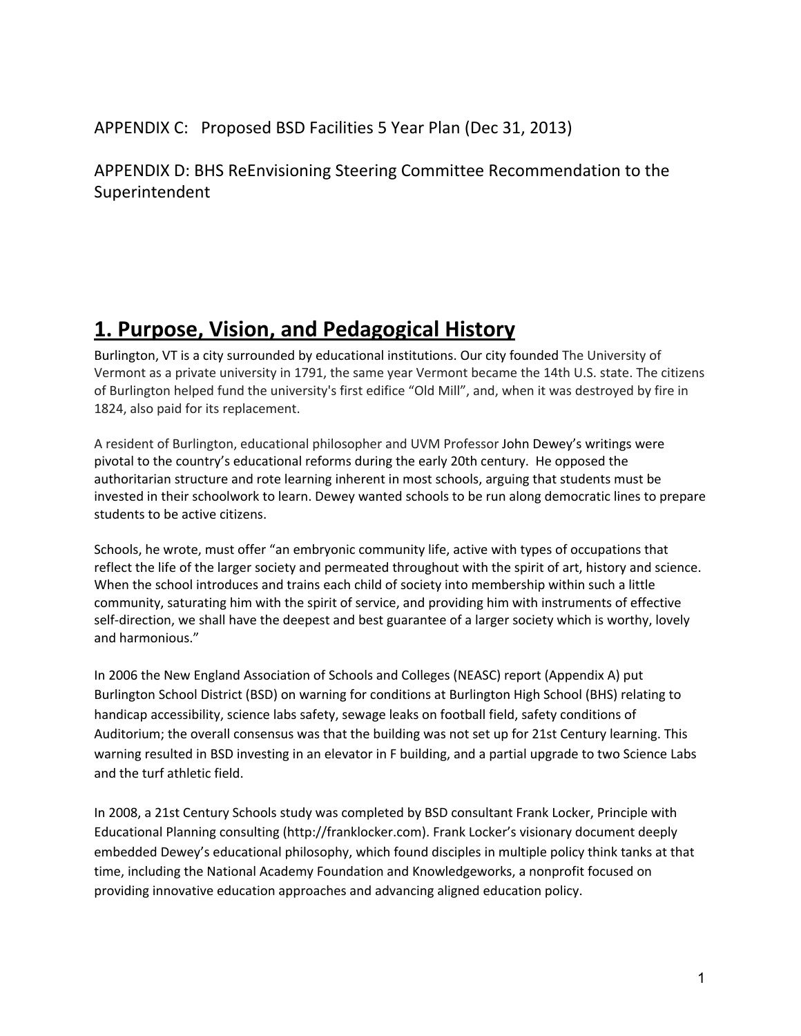APPENDIX C: Proposed BSD Facilities 5 Year Plan (Dec 31, 2013)

APPENDIX D: BHS ReEnvisioning Steering Committee Recommendation to the Superintendent

# 1. Purpose, Vision, and Pedagogical History

Burlington, VT is a city surrounded by educational institutions. Our city founded The University of Vermont as a private university in 1791, the same year Vermont became the 14th U.S. state. The citizens of Burlington helped fund the university's first edifice "Old Mill", and, when it was destroyed by fire in 1824, also paid for its replacement.

A resident of Burlington, educational philosopher and UVM Professor John Dewey's writings were pivotal to the country's educational reforms during the early 20th century. He opposed the authoritarian structure and rote learning inherent in most schools, arguing that students must be invested in their schoolwork to learn. Dewey wanted schools to be run along democratic lines to prepare students to be active citizens.

Schools, he wrote, must offer "an embryonic community life, active with types of occupations that reflect the life of the larger society and permeated throughout with the spirit of art, history and science. When the school introduces and trains each child of society into membership within such a little community, saturating him with the spirit of service, and providing him with instruments of effective self-direction, we shall have the deepest and best guarantee of a larger society which is worthy, lovely and harmonious."

In 2006 the New England Association of Schools and Colleges (NEASC) report (Appendix A) put Burlington School District (BSD) on warning for conditions at Burlington High School (BHS) relating to handicap accessibility, science labs safety, sewage leaks on football field, safety conditions of Auditorium; the overall consensus was that the building was not set up for 21st Century learning. This warning resulted in BSD investing in an elevator in F building, and a partial upgrade to two Science Labs and the turf athletic field.

In 2008, a 21st Century Schools study was completed by BSD consultant Frank Locker, Principle with Educational Planning consulting (http://franklocker.com). Frank Locker's visionary document deeply embedded Dewey's educational philosophy, which found disciples in multiple policy think tanks at that time, including the National Academy Foundation and Knowledgeworks, a nonprofit focused on providing innovative education approaches and advancing aligned education policy.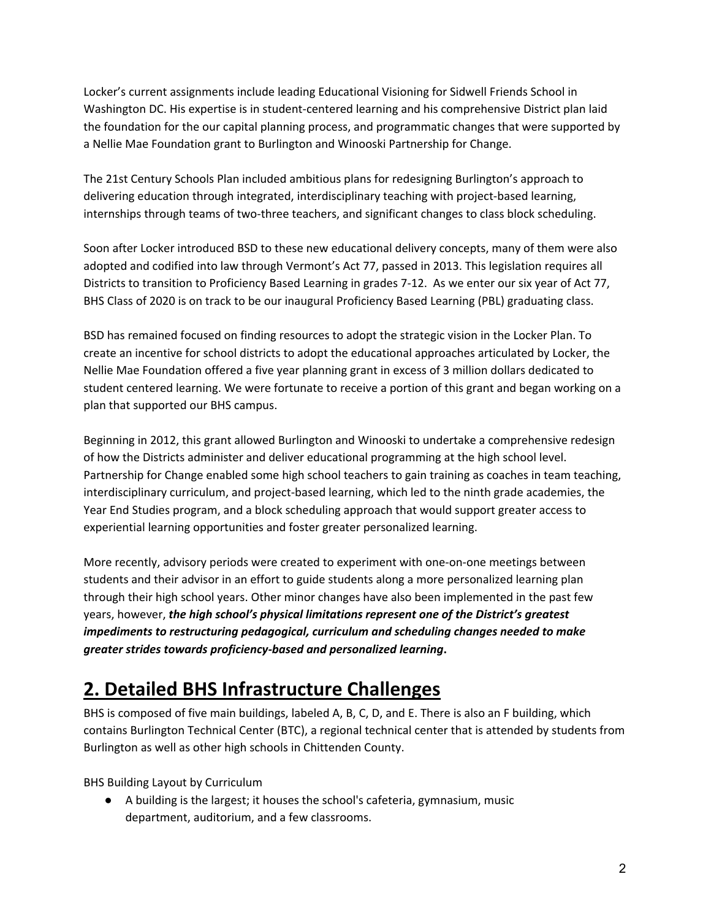Locker's current assignments include leading Educational Visioning for Sidwell Friends School in Washington DC. His expertise is in student-centered learning and his comprehensive District plan laid the foundation for the our capital planning process, and programmatic changes that were supported by a Nellie Mae Foundation grant to Burlington and Winooski Partnership for Change.

The 21st Century Schools Plan included ambitious plans for redesigning Burlington's approach to delivering education through integrated, interdisciplinary teaching with project-based learning, internships through teams of two-three teachers, and significant changes to class block scheduling.

Soon after Locker introduced BSD to these new educational delivery concepts, many of them were also adopted and codified into law through Vermont's Act 77, passed in 2013. This legislation requires all Districts to transition to Proficiency Based Learning in grades 7-12. As we enter our six year of Act 77, BHS Class of 2020 is on track to be our inaugural Proficiency Based Learning (PBL) graduating class.

BSD has remained focused on finding resources to adopt the strategic vision in the Locker Plan. To create an incentive for school districts to adopt the educational approaches articulated by Locker, the Nellie Mae Foundation offered a five year planning grant in excess of 3 million dollars dedicated to student centered learning. We were fortunate to receive a portion of this grant and began working on a plan that supported our BHS campus.

Beginning in 2012, this grant allowed Burlington and Winooski to undertake a comprehensive redesign of how the Districts administer and deliver educational programming at the high school level. Partnership for Change enabled some high school teachers to gain training as coaches in team teaching, interdisciplinary curriculum, and project-based learning, which led to the ninth grade academies, the Year End Studies program, and a block scheduling approach that would support greater access to experiential learning opportunities and foster greater personalized learning.

More recently, advisory periods were created to experiment with one-on-one meetings between students and their advisor in an effort to guide students along a more personalized learning plan through their high school years. Other minor changes have also been implemented in the past few years, however, ***the high school's physical limitations represent one of the District's greatest impediments to restructuring pedagogical, curriculum and scheduling changes needed to make greater strides towards proficiency-based and personalized learning*.**

# 2. Detailed BHS Infrastructure Challenges

BHS is composed of five main buildings, labeled A, B, C, D, and E. There is also an F building, which contains Burlington Technical Center (BTC), a regional technical center that is attended by students from Burlington as well as other high schools in Chittenden County.

BHS Building Layout by Curriculum

- A building is the largest; it houses the school's cafeteria, gymnasium, music department, auditorium, and a few classrooms.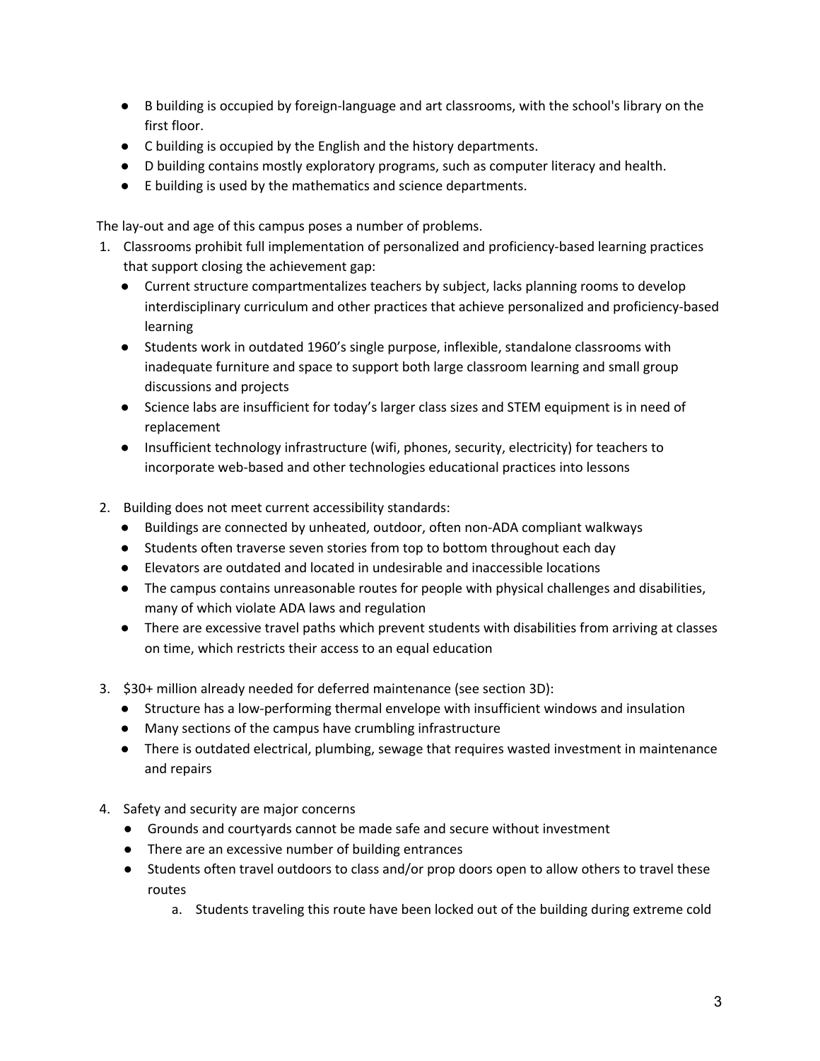- B building is occupied by foreign-language and art classrooms, with the school's library on the first floor.
- C building is occupied by the English and the history departments.
- D building contains mostly exploratory programs, such as computer literacy and health.
- E building is used by the mathematics and science departments.

The lay-out and age of this campus poses a number of problems.

1. Classrooms prohibit full implementation of personalized and proficiency-based learning practices that support closing the achievement gap:
   - Current structure compartmentalizes teachers by subject, lacks planning rooms to develop interdisciplinary curriculum and other practices that achieve personalized and proficiency-based learning
   - Students work in outdated 1960's single purpose, inflexible, standalone classrooms with inadequate furniture and space to support both large classroom learning and small group discussions and projects
   - Science labs are insufficient for today's larger class sizes and STEM equipment is in need of replacement
   - Insufficient technology infrastructure (wifi, phones, security, electricity) for teachers to incorporate web-based and other technologies educational practices into lessons

2. Building does not meet current accessibility standards:
   - Buildings are connected by unheated, outdoor, often non-ADA compliant walkways
   - Students often traverse seven stories from top to bottom throughout each day
   - Elevators are outdated and located in undesirable and inaccessible locations
   - The campus contains unreasonable routes for people with physical challenges and disabilities, many of which violate ADA laws and regulation
   - There are excessive travel paths which prevent students with disabilities from arriving at classes on time, which restricts their access to an equal education

3. $30+ million already needed for deferred maintenance (see section 3D):
   - Structure has a low-performing thermal envelope with insufficient windows and insulation
   - Many sections of the campus have crumbling infrastructure
   - There is outdated electrical, plumbing, sewage that requires wasted investment in maintenance and repairs

4. Safety and security are major concerns
   - Grounds and courtyards cannot be made safe and secure without investment
   - There are an excessive number of building entrances
   - Students often travel outdoors to class and/or prop doors open to allow others to travel these routes
     a. Students traveling this route have been locked out of the building during extreme cold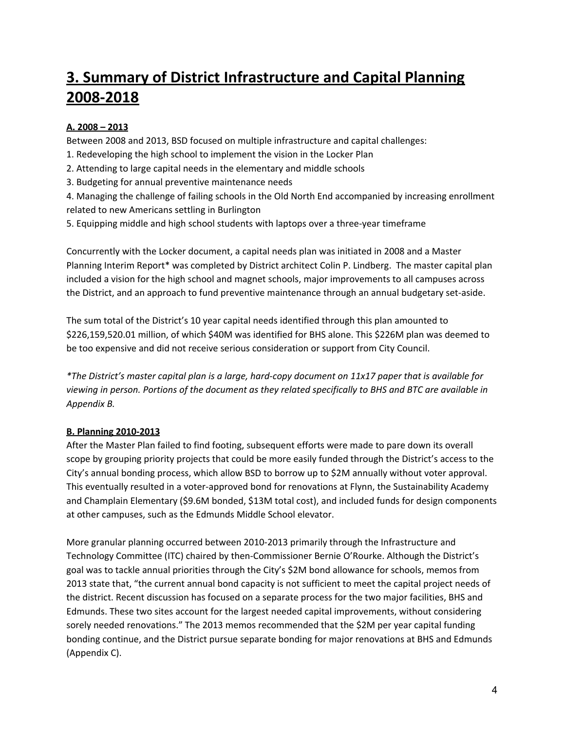# 3. Summary of District Infrastructure and Capital Planning 2008-2018

**A. 2008 – 2013**

Between 2008 and 2013, BSD focused on multiple infrastructure and capital challenges:

1. Redeveloping the high school to implement the vision in the Locker Plan
2. Attending to large capital needs in the elementary and middle schools
3. Budgeting for annual preventive maintenance needs
4. Managing the challenge of failing schools in the Old North End accompanied by increasing enrollment related to new Americans settling in Burlington
5. Equipping middle and high school students with laptops over a three-year timeframe

Concurrently with the Locker document, a capital needs plan was initiated in 2008 and a Master Planning Interim Report* was completed by District architect Colin P. Lindberg. The master capital plan included a vision for the high school and magnet schools, major improvements to all campuses across the District, and an approach to fund preventive maintenance through an annual budgetary set-aside.

The sum total of the District's 10 year capital needs identified through this plan amounted to $226,159,520.01 million, of which $40M was identified for BHS alone. This $226M plan was deemed to be too expensive and did not receive serious consideration or support from City Council.

*\*The District's master capital plan is a large, hard-copy document on 11x17 paper that is available for viewing in person. Portions of the document as they related specifically to BHS and BTC are available in Appendix B.*

**B. Planning 2010-2013**

After the Master Plan failed to find footing, subsequent efforts were made to pare down its overall scope by grouping priority projects that could be more easily funded through the District's access to the City's annual bonding process, which allow BSD to borrow up to $2M annually without voter approval. This eventually resulted in a voter-approved bond for renovations at Flynn, the Sustainability Academy and Champlain Elementary ($9.6M bonded, $13M total cost), and included funds for design components at other campuses, such as the Edmunds Middle School elevator.

More granular planning occurred between 2010-2013 primarily through the Infrastructure and Technology Committee (ITC) chaired by then-Commissioner Bernie O'Rourke. Although the District's goal was to tackle annual priorities through the City's $2M bond allowance for schools, memos from 2013 state that, "the current annual bond capacity is not sufficient to meet the capital project needs of the district. Recent discussion has focused on a separate process for the two major facilities, BHS and Edmunds. These two sites account for the largest needed capital improvements, without considering sorely needed renovations." The 2013 memos recommended that the $2M per year capital funding bonding continue, and the District pursue separate bonding for major renovations at BHS and Edmunds (Appendix C).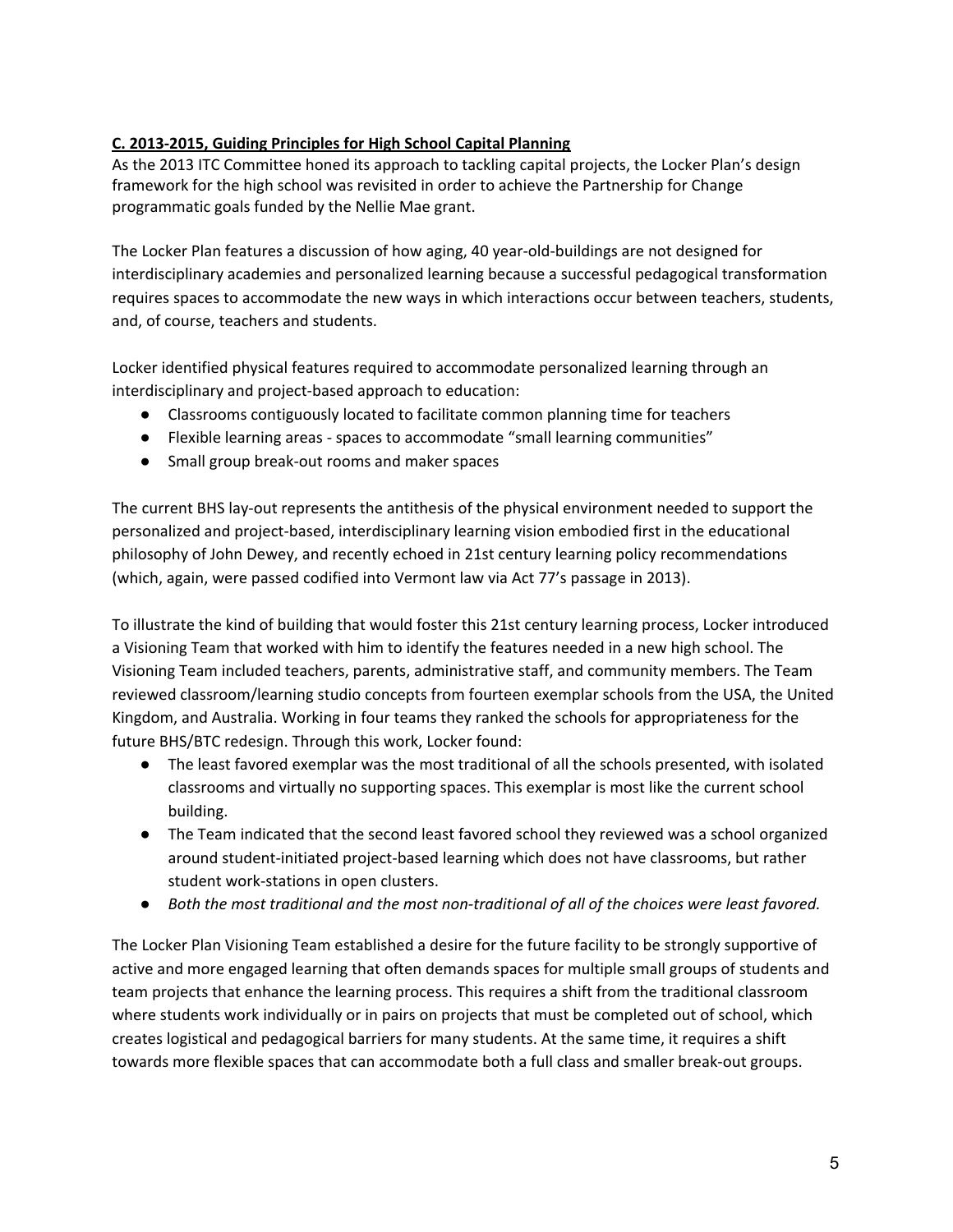**C. 2013-2015, Guiding Principles for High School Capital Planning**

As the 2013 ITC Committee honed its approach to tackling capital projects, the Locker Plan's design framework for the high school was revisited in order to achieve the Partnership for Change programmatic goals funded by the Nellie Mae grant.

The Locker Plan features a discussion of how aging, 40 year-old-buildings are not designed for interdisciplinary academies and personalized learning because a successful pedagogical transformation requires spaces to accommodate the new ways in which interactions occur between teachers, students, and, of course, teachers and students.

Locker identified physical features required to accommodate personalized learning through an interdisciplinary and project-based approach to education:

- Classrooms contiguously located to facilitate common planning time for teachers
- Flexible learning areas - spaces to accommodate "small learning communities"
- Small group break-out rooms and maker spaces

The current BHS lay-out represents the antithesis of the physical environment needed to support the personalized and project-based, interdisciplinary learning vision embodied first in the educational philosophy of John Dewey, and recently echoed in 21st century learning policy recommendations (which, again, were passed codified into Vermont law via Act 77's passage in 2013).

To illustrate the kind of building that would foster this 21st century learning process, Locker introduced a Visioning Team that worked with him to identify the features needed in a new high school. The Visioning Team included teachers, parents, administrative staff, and community members. The Team reviewed classroom/learning studio concepts from fourteen exemplar schools from the USA, the United Kingdom, and Australia. Working in four teams they ranked the schools for appropriateness for the future BHS/BTC redesign. Through this work, Locker found:

- The least favored exemplar was the most traditional of all the schools presented, with isolated classrooms and virtually no supporting spaces. This exemplar is most like the current school building.
- The Team indicated that the second least favored school they reviewed was a school organized around student-initiated project-based learning which does not have classrooms, but rather student work-stations in open clusters.
- *Both the most traditional and the most non-traditional of all of the choices were least favored.*

The Locker Plan Visioning Team established a desire for the future facility to be strongly supportive of active and more engaged learning that often demands spaces for multiple small groups of students and team projects that enhance the learning process. This requires a shift from the traditional classroom where students work individually or in pairs on projects that must be completed out of school, which creates logistical and pedagogical barriers for many students. At the same time, it requires a shift towards more flexible spaces that can accommodate both a full class and smaller break-out groups.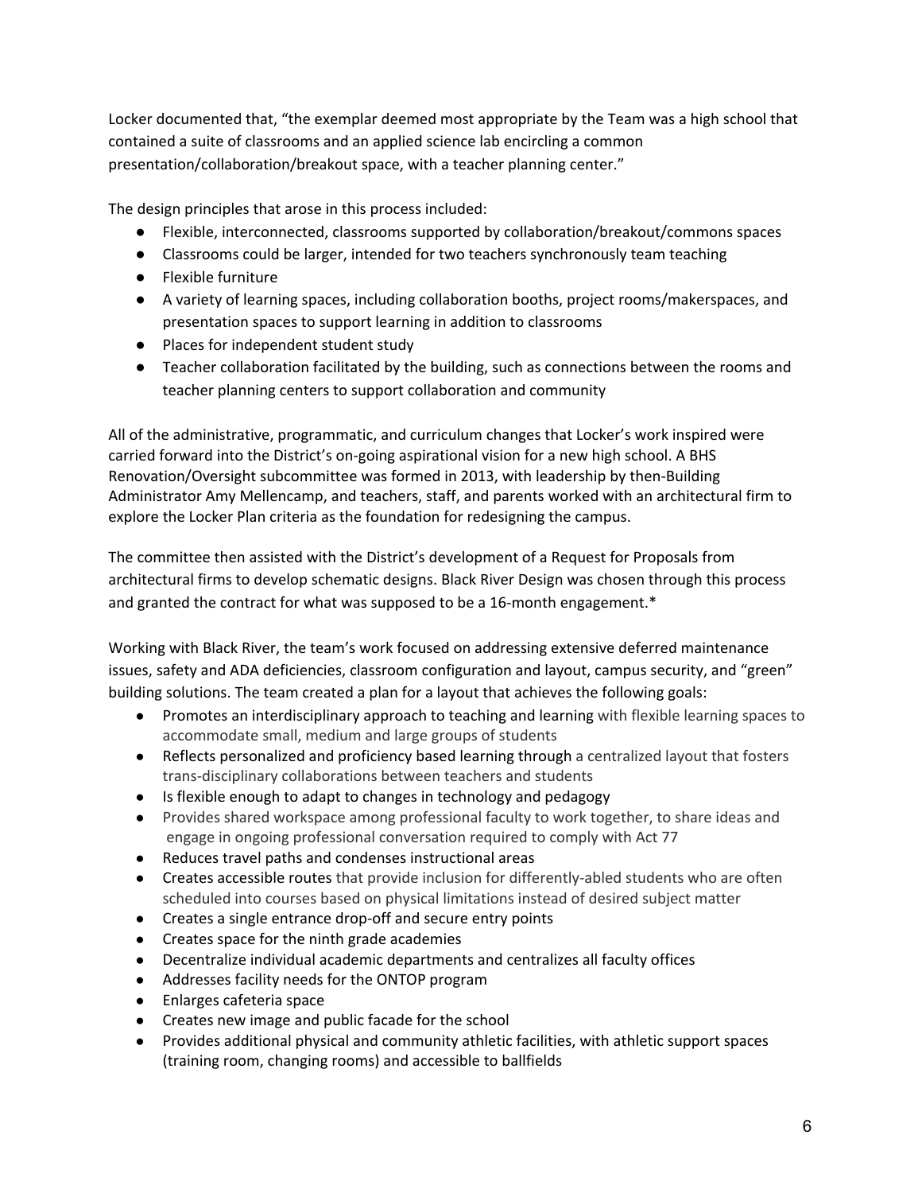Locker documented that, "the exemplar deemed most appropriate by the Team was a high school that contained a suite of classrooms and an applied science lab encircling a common presentation/collaboration/breakout space, with a teacher planning center."

The design principles that arose in this process included:

- Flexible, interconnected, classrooms supported by collaboration/breakout/commons spaces
- Classrooms could be larger, intended for two teachers synchronously team teaching
- Flexible furniture
- A variety of learning spaces, including collaboration booths, project rooms/makerspaces, and presentation spaces to support learning in addition to classrooms
- Places for independent student study
- Teacher collaboration facilitated by the building, such as connections between the rooms and teacher planning centers to support collaboration and community

All of the administrative, programmatic, and curriculum changes that Locker's work inspired were carried forward into the District's on-going aspirational vision for a new high school. A BHS Renovation/Oversight subcommittee was formed in 2013, with leadership by then-Building Administrator Amy Mellencamp, and teachers, staff, and parents worked with an architectural firm to explore the Locker Plan criteria as the foundation for redesigning the campus.

The committee then assisted with the District's development of a Request for Proposals from architectural firms to develop schematic designs. Black River Design was chosen through this process and granted the contract for what was supposed to be a 16-month engagement.*

Working with Black River, the team's work focused on addressing extensive deferred maintenance issues, safety and ADA deficiencies, classroom configuration and layout, campus security, and "green" building solutions. The team created a plan for a layout that achieves the following goals:

- Promotes an interdisciplinary approach to teaching and learning with flexible learning spaces to accommodate small, medium and large groups of students
- Reflects personalized and proficiency based learning through a centralized layout that fosters trans-disciplinary collaborations between teachers and students
- Is flexible enough to adapt to changes in technology and pedagogy
- Provides shared workspace among professional faculty to work together, to share ideas and engage in ongoing professional conversation required to comply with Act 77
- Reduces travel paths and condenses instructional areas
- Creates accessible routes that provide inclusion for differently-abled students who are often scheduled into courses based on physical limitations instead of desired subject matter
- Creates a single entrance drop-off and secure entry points
- Creates space for the ninth grade academies
- Decentralize individual academic departments and centralizes all faculty offices
- Addresses facility needs for the ONTOP program
- Enlarges cafeteria space
- Creates new image and public facade for the school
- Provides additional physical and community athletic facilities, with athletic support spaces (training room, changing rooms) and accessible to ballfields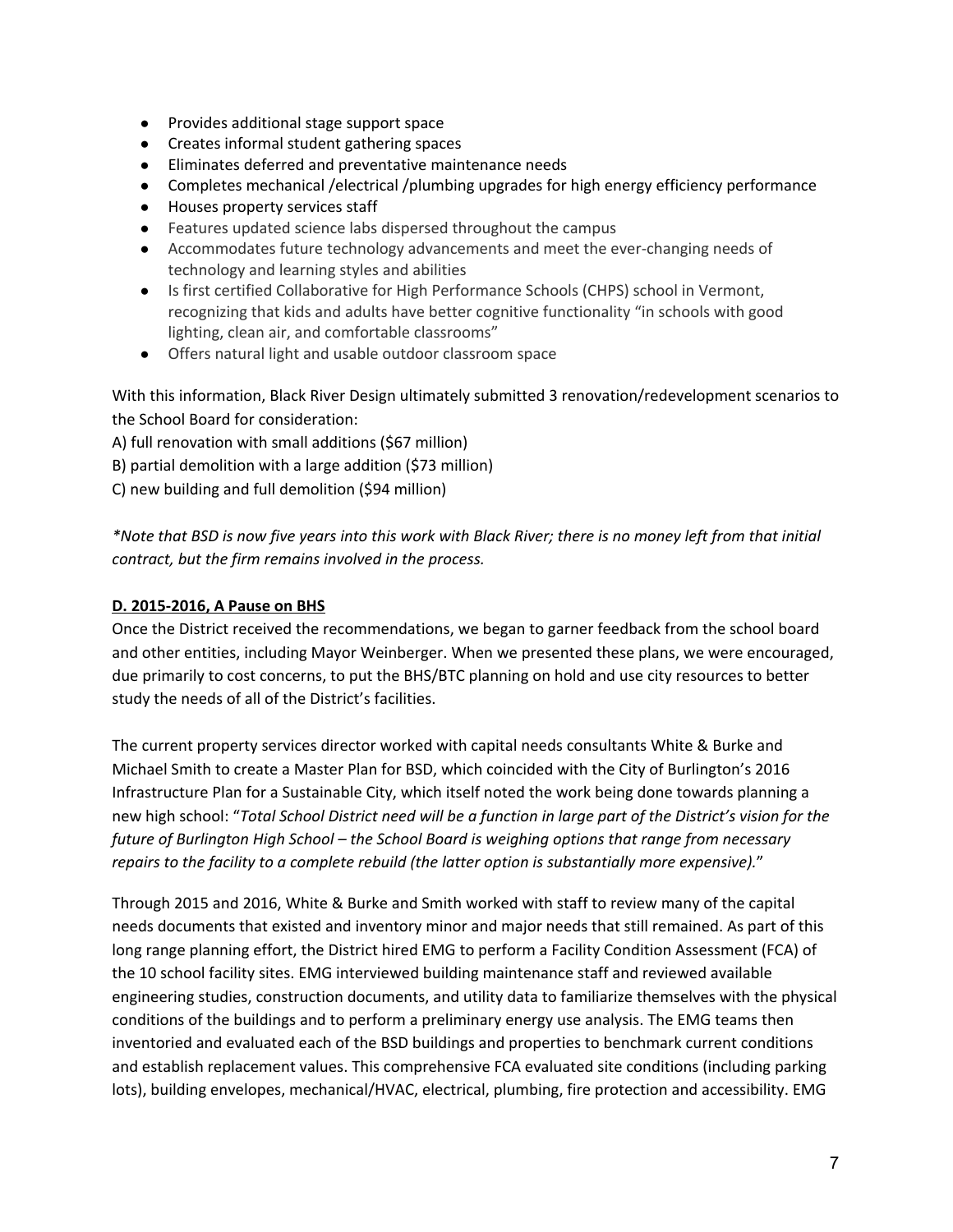- Provides additional stage support space
- Creates informal student gathering spaces
- Eliminates deferred and preventative maintenance needs
- Completes mechanical /electrical /plumbing upgrades for high energy efficiency performance
- Houses property services staff
- Features updated science labs dispersed throughout the campus
- Accommodates future technology advancements and meet the ever-changing needs of technology and learning styles and abilities
- Is first certified Collaborative for High Performance Schools (CHPS) school in Vermont, recognizing that kids and adults have better cognitive functionality "in schools with good lighting, clean air, and comfortable classrooms"
- Offers natural light and usable outdoor classroom space

With this information, Black River Design ultimately submitted 3 renovation/redevelopment scenarios to the School Board for consideration:
A) full renovation with small additions ($67 million)
B) partial demolition with a large addition ($73 million)
C) new building and full demolition ($94 million)

*\*Note that BSD is now five years into this work with Black River; there is no money left from that initial contract, but the firm remains involved in the process.*

**D. 2015-2016, A Pause on BHS**

Once the District received the recommendations, we began to garner feedback from the school board and other entities, including Mayor Weinberger. When we presented these plans, we were encouraged, due primarily to cost concerns, to put the BHS/BTC planning on hold and use city resources to better study the needs of all of the District's facilities.

The current property services director worked with capital needs consultants White & Burke and Michael Smith to create a Master Plan for BSD, which coincided with the City of Burlington's 2016 Infrastructure Plan for a Sustainable City, which itself noted the work being done towards planning a new high school: "*Total School District need will be a function in large part of the District's vision for the future of Burlington High School – the School Board is weighing options that range from necessary repairs to the facility to a complete rebuild (the latter option is substantially more expensive).*"

Through 2015 and 2016, White & Burke and Smith worked with staff to review many of the capital needs documents that existed and inventory minor and major needs that still remained. As part of this long range planning effort, the District hired EMG to perform a Facility Condition Assessment (FCA) of the 10 school facility sites. EMG interviewed building maintenance staff and reviewed available engineering studies, construction documents, and utility data to familiarize themselves with the physical conditions of the buildings and to perform a preliminary energy use analysis. The EMG teams then inventoried and evaluated each of the BSD buildings and properties to benchmark current conditions and establish replacement values. This comprehensive FCA evaluated site conditions (including parking lots), building envelopes, mechanical/HVAC, electrical, plumbing, fire protection and accessibility. EMG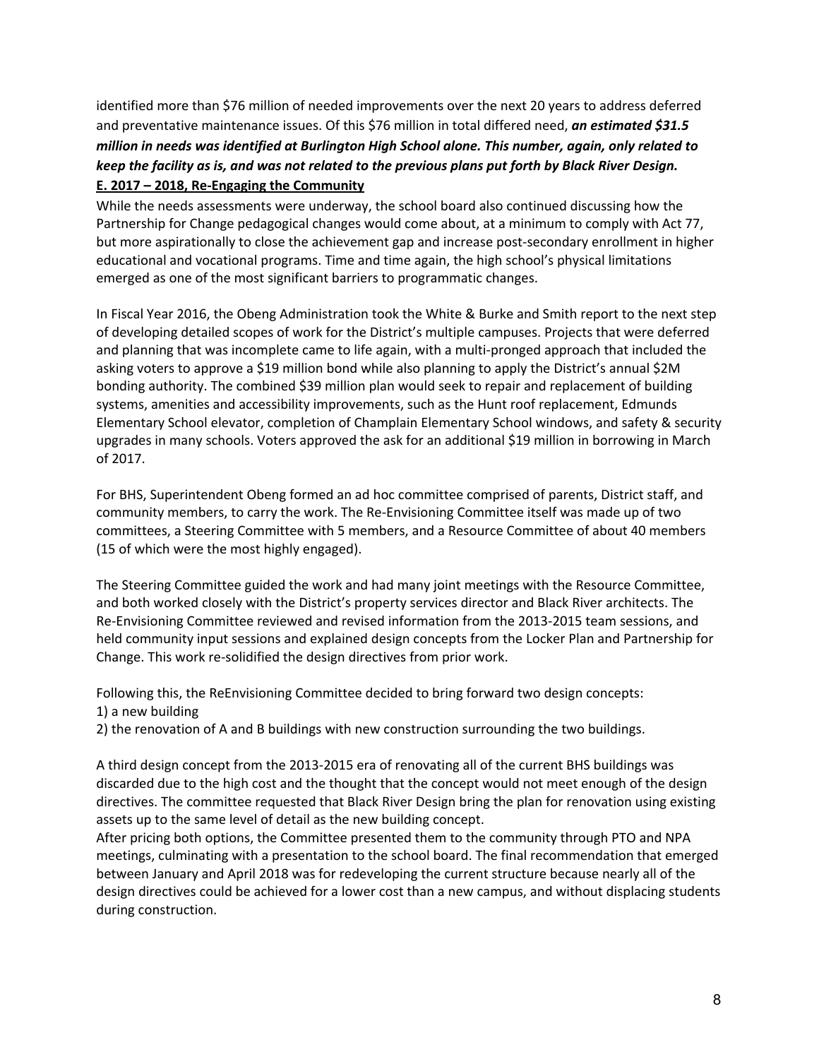identified more than $76 million of needed improvements over the next 20 years to address deferred and preventative maintenance issues. Of this $76 million in total differed need, ***an estimated $31.5 million in needs was identified at Burlington High School alone. This number, again, only related to keep the facility as is, and was not related to the previous plans put forth by Black River Design.***

## E. 2017 – 2018, Re-Engaging the Community

While the needs assessments were underway, the school board also continued discussing how the Partnership for Change pedagogical changes would come about, at a minimum to comply with Act 77, but more aspirationally to close the achievement gap and increase post-secondary enrollment in higher educational and vocational programs. Time and time again, the high school's physical limitations emerged as one of the most significant barriers to programmatic changes.

In Fiscal Year 2016, the Obeng Administration took the White & Burke and Smith report to the next step of developing detailed scopes of work for the District's multiple campuses. Projects that were deferred and planning that was incomplete came to life again, with a multi-pronged approach that included the asking voters to approve a $19 million bond while also planning to apply the District's annual $2M bonding authority. The combined $39 million plan would seek to repair and replacement of building systems, amenities and accessibility improvements, such as the Hunt roof replacement, Edmunds Elementary School elevator, completion of Champlain Elementary School windows, and safety & security upgrades in many schools. Voters approved the ask for an additional $19 million in borrowing in March of 2017.

For BHS, Superintendent Obeng formed an ad hoc committee comprised of parents, District staff, and community members, to carry the work. The Re-Envisioning Committee itself was made up of two committees, a Steering Committee with 5 members, and a Resource Committee of about 40 members (15 of which were the most highly engaged).

The Steering Committee guided the work and had many joint meetings with the Resource Committee, and both worked closely with the District's property services director and Black River architects. The Re-Envisioning Committee reviewed and revised information from the 2013-2015 team sessions, and held community input sessions and explained design concepts from the Locker Plan and Partnership for Change. This work re-solidified the design directives from prior work.

Following this, the ReEnvisioning Committee decided to bring forward two design concepts:
1) a new building
2) the renovation of A and B buildings with new construction surrounding the two buildings.

A third design concept from the 2013-2015 era of renovating all of the current BHS buildings was discarded due to the high cost and the thought that the concept would not meet enough of the design directives. The committee requested that Black River Design bring the plan for renovation using existing assets up to the same level of detail as the new building concept.
After pricing both options, the Committee presented them to the community through PTO and NPA meetings, culminating with a presentation to the school board. The final recommendation that emerged between January and April 2018 was for redeveloping the current structure because nearly all of the design directives could be achieved for a lower cost than a new campus, and without displacing students during construction.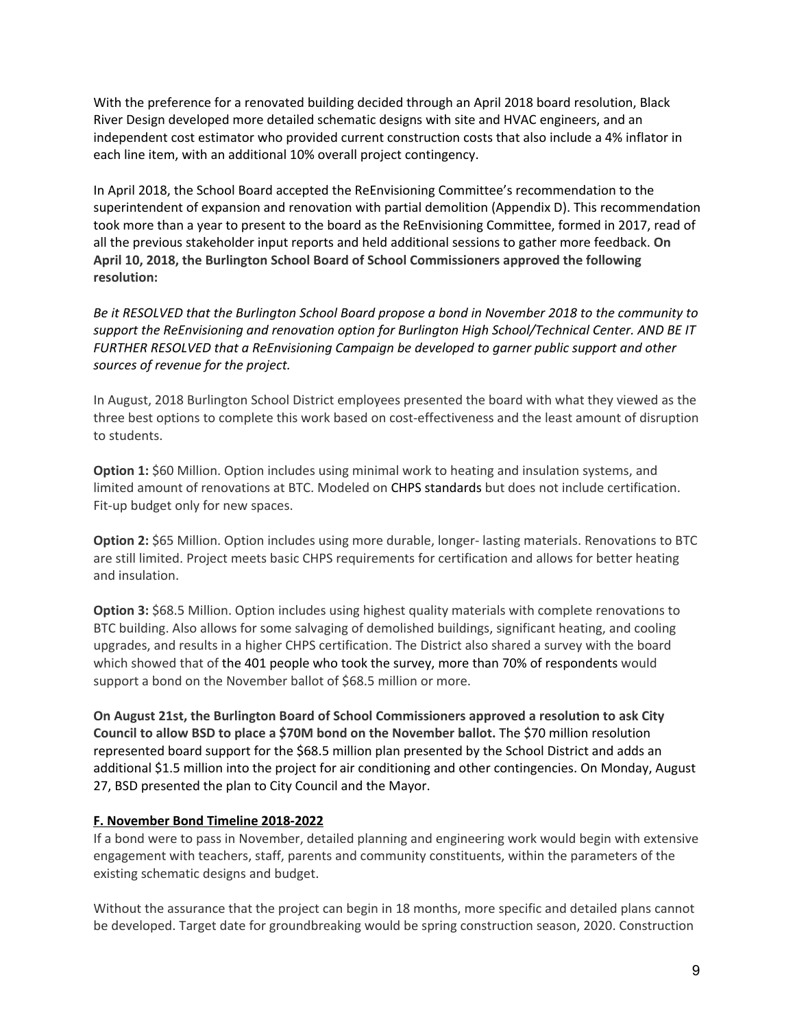With the preference for a renovated building decided through an April 2018 board resolution, Black River Design developed more detailed schematic designs with site and HVAC engineers, and an independent cost estimator who provided current construction costs that also include a 4% inflator in each line item, with an additional 10% overall project contingency.

In April 2018, the School Board accepted the ReEnvisioning Committee's recommendation to the superintendent of expansion and renovation with partial demolition (Appendix D). This recommendation took more than a year to present to the board as the ReEnvisioning Committee, formed in 2017, read of all the previous stakeholder input reports and held additional sessions to gather more feedback. **On April 10, 2018, the Burlington School Board of School Commissioners approved the following resolution:**

*Be it RESOLVED that the Burlington School Board propose a bond in November 2018 to the community to support the ReEnvisioning and renovation option for Burlington High School/Technical Center. AND BE IT FURTHER RESOLVED that a ReEnvisioning Campaign be developed to garner public support and other sources of revenue for the project.*

In August, 2018 Burlington School District employees presented the board with what they viewed as the three best options to complete this work based on cost-effectiveness and the least amount of disruption to students.

**Option 1:** $60 Million. Option includes using minimal work to heating and insulation systems, and limited amount of renovations at BTC. Modeled on CHPS standards but does not include certification. Fit-up budget only for new spaces.

**Option 2:** $65 Million. Option includes using more durable, longer- lasting materials. Renovations to BTC are still limited. Project meets basic CHPS requirements for certification and allows for better heating and insulation.

**Option 3:** $68.5 Million. Option includes using highest quality materials with complete renovations to BTC building. Also allows for some salvaging of demolished buildings, significant heating, and cooling upgrades, and results in a higher CHPS certification. The District also shared a survey with the board which showed that of the 401 people who took the survey, more than 70% of respondents would support a bond on the November ballot of $68.5 million or more.

**On August 21st, the Burlington Board of School Commissioners approved a resolution to ask City Council to allow BSD to place a $70M bond on the November ballot.** The $70 million resolution represented board support for the $68.5 million plan presented by the School District and adds an additional $1.5 million into the project for air conditioning and other contingencies. On Monday, August 27, BSD presented the plan to City Council and the Mayor.

## F. November Bond Timeline 2018-2022

If a bond were to pass in November, detailed planning and engineering work would begin with extensive engagement with teachers, staff, parents and community constituents, within the parameters of the existing schematic designs and budget.

Without the assurance that the project can begin in 18 months, more specific and detailed plans cannot be developed. Target date for groundbreaking would be spring construction season, 2020. Construction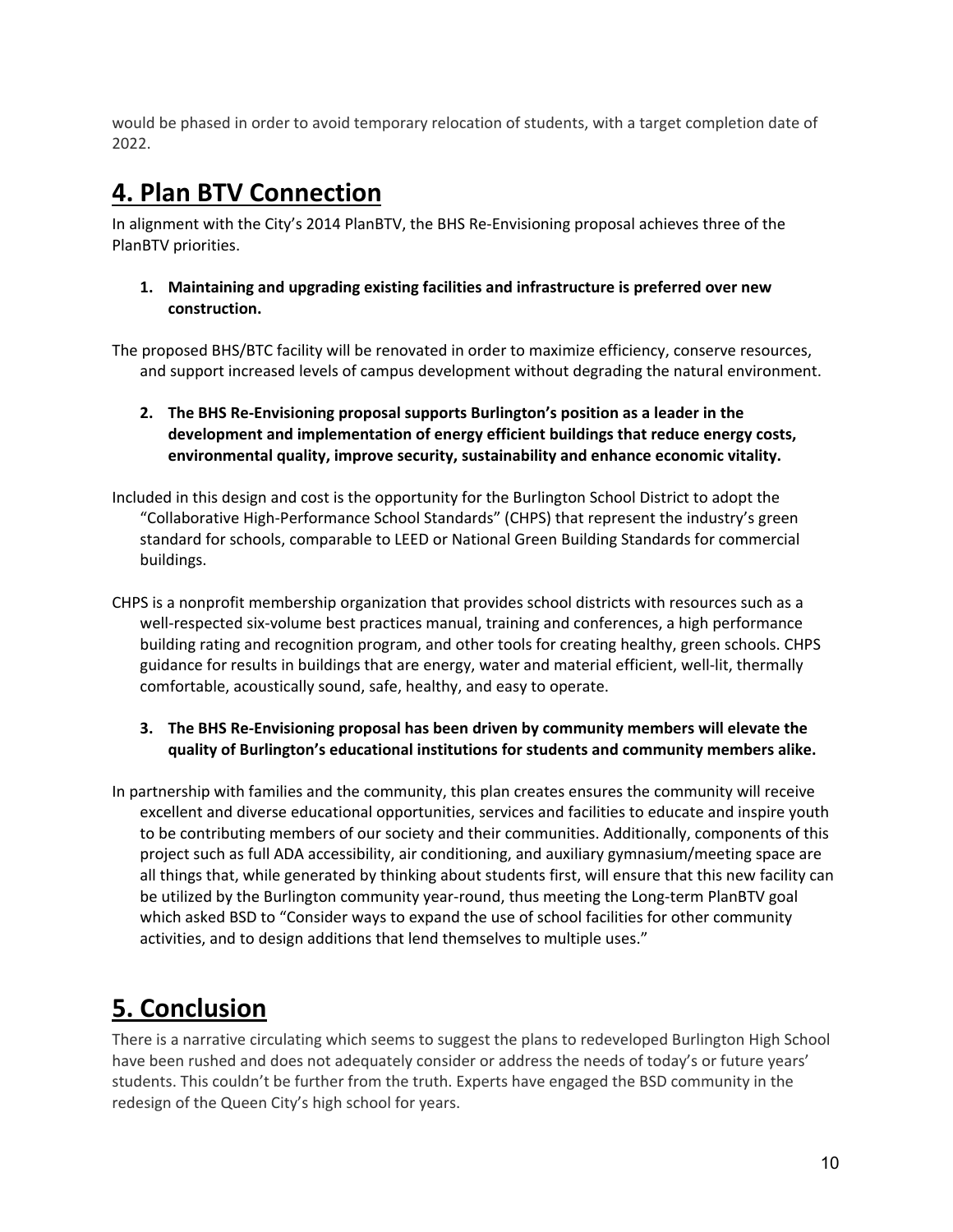would be phased in order to avoid temporary relocation of students, with a target completion date of 2022.

# 4. Plan BTV Connection

In alignment with the City's 2014 PlanBTV, the BHS Re-Envisioning proposal achieves three of the PlanBTV priorities.

1. **Maintaining and upgrading existing facilities and infrastructure is preferred over new construction.**

The proposed BHS/BTC facility will be renovated in order to maximize efficiency, conserve resources, and support increased levels of campus development without degrading the natural environment.

2. **The BHS Re-Envisioning proposal supports Burlington's position as a leader in the development and implementation of energy efficient buildings that reduce energy costs, environmental quality, improve security, sustainability and enhance economic vitality.**

Included in this design and cost is the opportunity for the Burlington School District to adopt the "Collaborative High-Performance School Standards" (CHPS) that represent the industry's green standard for schools, comparable to LEED or National Green Building Standards for commercial buildings.

CHPS is a nonprofit membership organization that provides school districts with resources such as a well-respected six-volume best practices manual, training and conferences, a high performance building rating and recognition program, and other tools for creating healthy, green schools. CHPS guidance for results in buildings that are energy, water and material efficient, well-lit, thermally comfortable, acoustically sound, safe, healthy, and easy to operate.

3. **The BHS Re-Envisioning proposal has been driven by community members will elevate the quality of Burlington's educational institutions for students and community members alike.**

In partnership with families and the community, this plan creates ensures the community will receive excellent and diverse educational opportunities, services and facilities to educate and inspire youth to be contributing members of our society and their communities. Additionally, components of this project such as full ADA accessibility, air conditioning, and auxiliary gymnasium/meeting space are all things that, while generated by thinking about students first, will ensure that this new facility can be utilized by the Burlington community year-round, thus meeting the Long-term PlanBTV goal which asked BSD to "Consider ways to expand the use of school facilities for other community activities, and to design additions that lend themselves to multiple uses."

# 5. Conclusion

There is a narrative circulating which seems to suggest the plans to redeveloped Burlington High School have been rushed and does not adequately consider or address the needs of today's or future years' students. This couldn't be further from the truth. Experts have engaged the BSD community in the redesign of the Queen City's high school for years.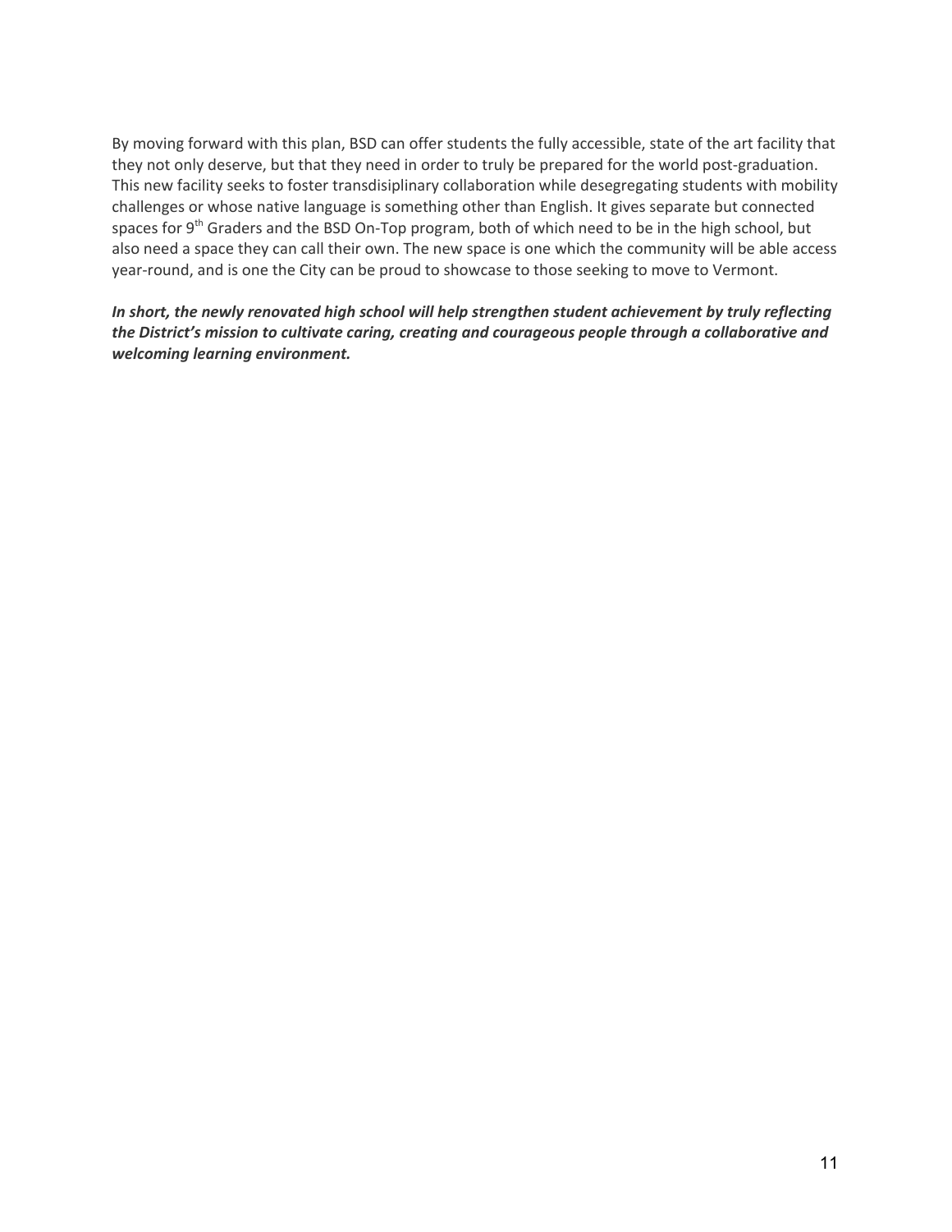By moving forward with this plan, BSD can offer students the fully accessible, state of the art facility that they not only deserve, but that they need in order to truly be prepared for the world post-graduation. This new facility seeks to foster transdisiplinary collaboration while desegregating students with mobility challenges or whose native language is something other than English. It gives separate but connected spaces for 9th Graders and the BSD On-Top program, both of which need to be in the high school, but also need a space they can call their own. The new space is one which the community will be able access year-round, and is one the City can be proud to showcase to those seeking to move to Vermont.

***In short, the newly renovated high school will help strengthen student achievement by truly reflecting the District's mission to cultivate caring, creating and courageous people through a collaborative and welcoming learning environment.***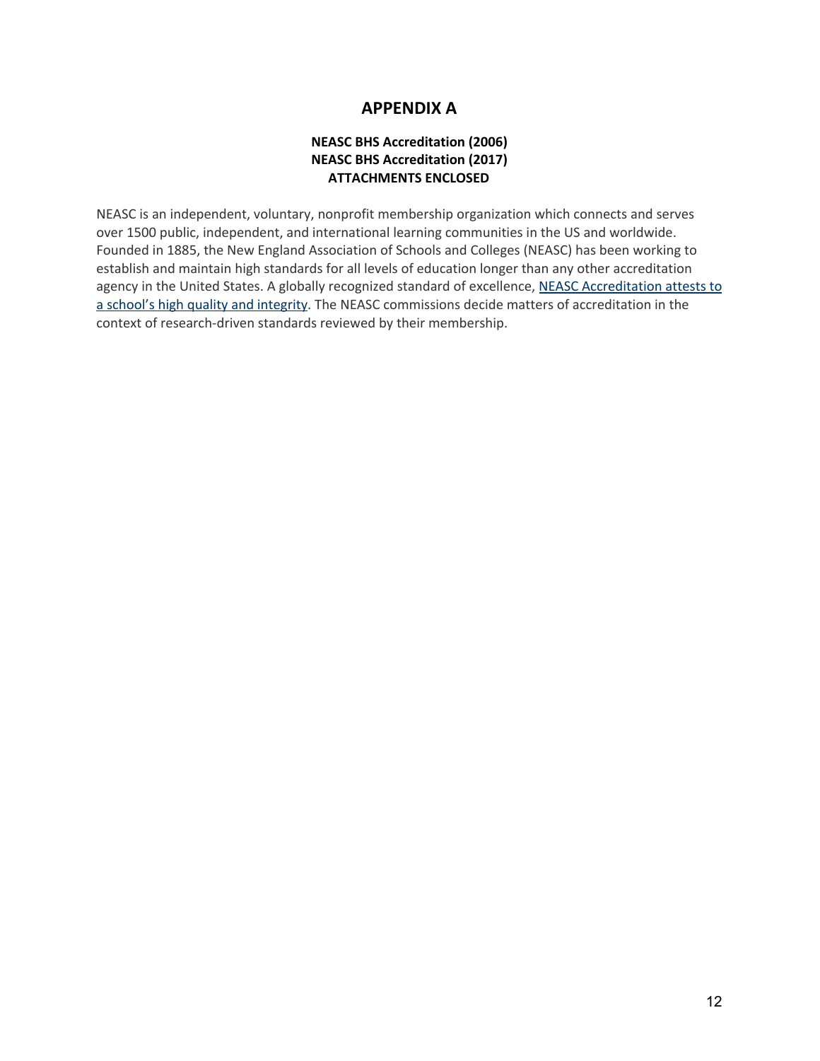# APPENDIX A

**NEASC BHS Accreditation (2006)**
**NEASC BHS Accreditation (2017)**
**ATTACHMENTS ENCLOSED**

NEASC is an independent, voluntary, nonprofit membership organization which connects and serves over 1500 public, independent, and international learning communities in the US and worldwide. Founded in 1885, the New England Association of Schools and Colleges (NEASC) has been working to establish and maintain high standards for all levels of education longer than any other accreditation agency in the United States. A globally recognized standard of excellence, NEASC Accreditation attests to a school's high quality and integrity. The NEASC commissions decide matters of accreditation in the context of research-driven standards reviewed by their membership.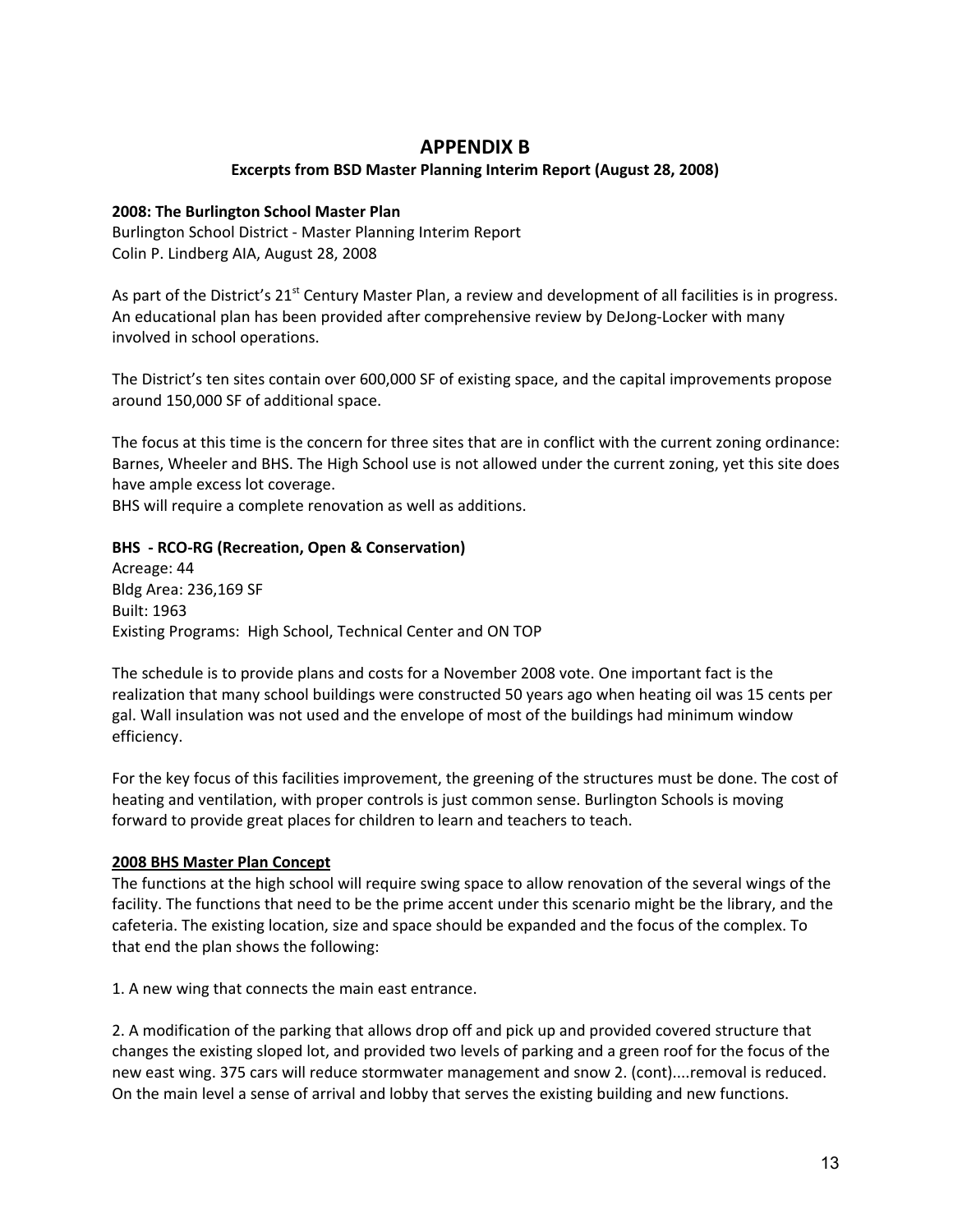# APPENDIX B

### Excerpts from BSD Master Planning Interim Report (August 28, 2008)

**2008: The Burlington School Master Plan**
Burlington School District - Master Planning Interim Report
Colin P. Lindberg AIA, August 28, 2008

As part of the District's 21st Century Master Plan, a review and development of all facilities is in progress. An educational plan has been provided after comprehensive review by DeJong-Locker with many involved in school operations.

The District's ten sites contain over 600,000 SF of existing space, and the capital improvements propose around 150,000 SF of additional space.

The focus at this time is the concern for three sites that are in conflict with the current zoning ordinance: Barnes, Wheeler and BHS. The High School use is not allowed under the current zoning, yet this site does have ample excess lot coverage.
BHS will require a complete renovation as well as additions.

**BHS - RCO-RG (Recreation, Open & Conservation)**
Acreage: 44
Bldg Area: 236,169 SF
Built: 1963
Existing Programs: High School, Technical Center and ON TOP

The schedule is to provide plans and costs for a November 2008 vote. One important fact is the realization that many school buildings were constructed 50 years ago when heating oil was 15 cents per gal. Wall insulation was not used and the envelope of most of the buildings had minimum window efficiency.

For the key focus of this facilities improvement, the greening of the structures must be done. The cost of heating and ventilation, with proper controls is just common sense. Burlington Schools is moving forward to provide great places for children to learn and teachers to teach.

**<u>2008 BHS Master Plan Concept</u>**
The functions at the high school will require swing space to allow renovation of the several wings of the facility. The functions that need to be the prime accent under this scenario might be the library, and the cafeteria. The existing location, size and space should be expanded and the focus of the complex. To that end the plan shows the following:

1. A new wing that connects the main east entrance.

2. A modification of the parking that allows drop off and pick up and provided covered structure that changes the existing sloped lot, and provided two levels of parking and a green roof for the focus of the new east wing. 375 cars will reduce stormwater management and snow 2. (cont)....removal is reduced. On the main level a sense of arrival and lobby that serves the existing building and new functions.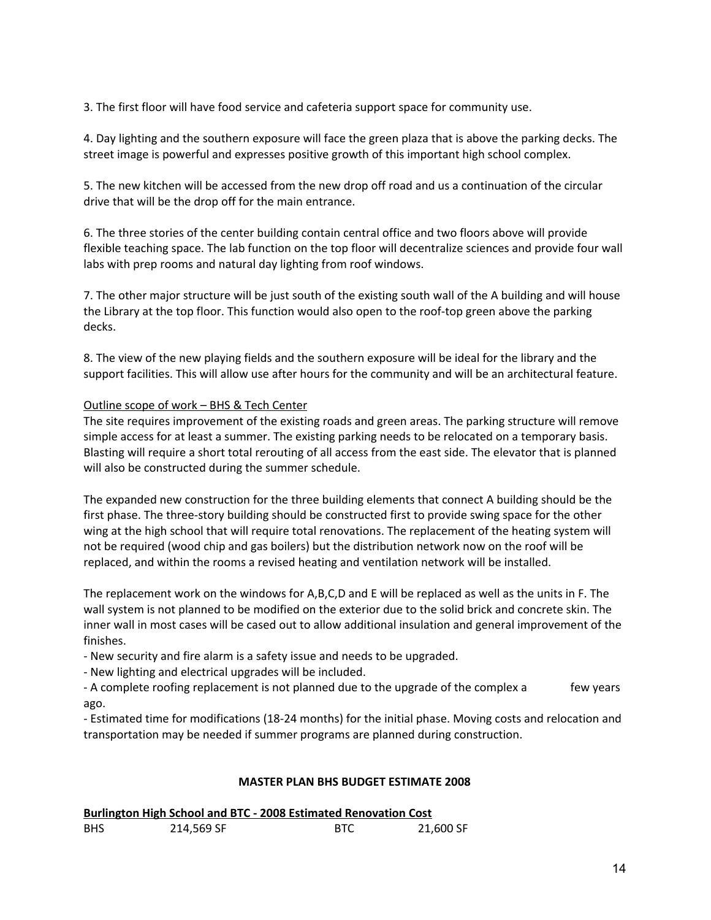3. The first floor will have food service and cafeteria support space for community use.

4. Day lighting and the southern exposure will face the green plaza that is above the parking decks. The street image is powerful and expresses positive growth of this important high school complex.

5. The new kitchen will be accessed from the new drop off road and us a continuation of the circular drive that will be the drop off for the main entrance.

6. The three stories of the center building contain central office and two floors above will provide flexible teaching space. The lab function on the top floor will decentralize sciences and provide four wall labs with prep rooms and natural day lighting from roof windows.

7. The other major structure will be just south of the existing south wall of the A building and will house the Library at the top floor. This function would also open to the roof-top green above the parking decks.

8. The view of the new playing fields and the southern exposure will be ideal for the library and the support facilities. This will allow use after hours for the community and will be an architectural feature.

<u>Outline scope of work – BHS & Tech Center</u>

The site requires improvement of the existing roads and green areas. The parking structure will remove simple access for at least a summer. The existing parking needs to be relocated on a temporary basis. Blasting will require a short total rerouting of all access from the east side. The elevator that is planned will also be constructed during the summer schedule.

The expanded new construction for the three building elements that connect A building should be the first phase. The three-story building should be constructed first to provide swing space for the other wing at the high school that will require total renovations. The replacement of the heating system will not be required (wood chip and gas boilers) but the distribution network now on the roof will be replaced, and within the rooms a revised heating and ventilation network will be installed.

The replacement work on the windows for A,B,C,D and E will be replaced as well as the units in F. The wall system is not planned to be modified on the exterior due to the solid brick and concrete skin. The inner wall in most cases will be cased out to allow additional insulation and general improvement of the finishes.

- New security and fire alarm is a safety issue and needs to be upgraded.
- New lighting and electrical upgrades will be included.
- A complete roofing replacement is not planned due to the upgrade of the complex a few years ago.
- Estimated time for modifications (18-24 months) for the initial phase. Moving costs and relocation and transportation may be needed if summer programs are planned during construction.

## MASTER PLAN BHS BUDGET ESTIMATE 2008

**<u>Burlington High School and BTC - 2008 Estimated Renovation Cost</u>**

| BHS | 214,569 SF | BTC | 21,600 SF |
|---|---|---|---|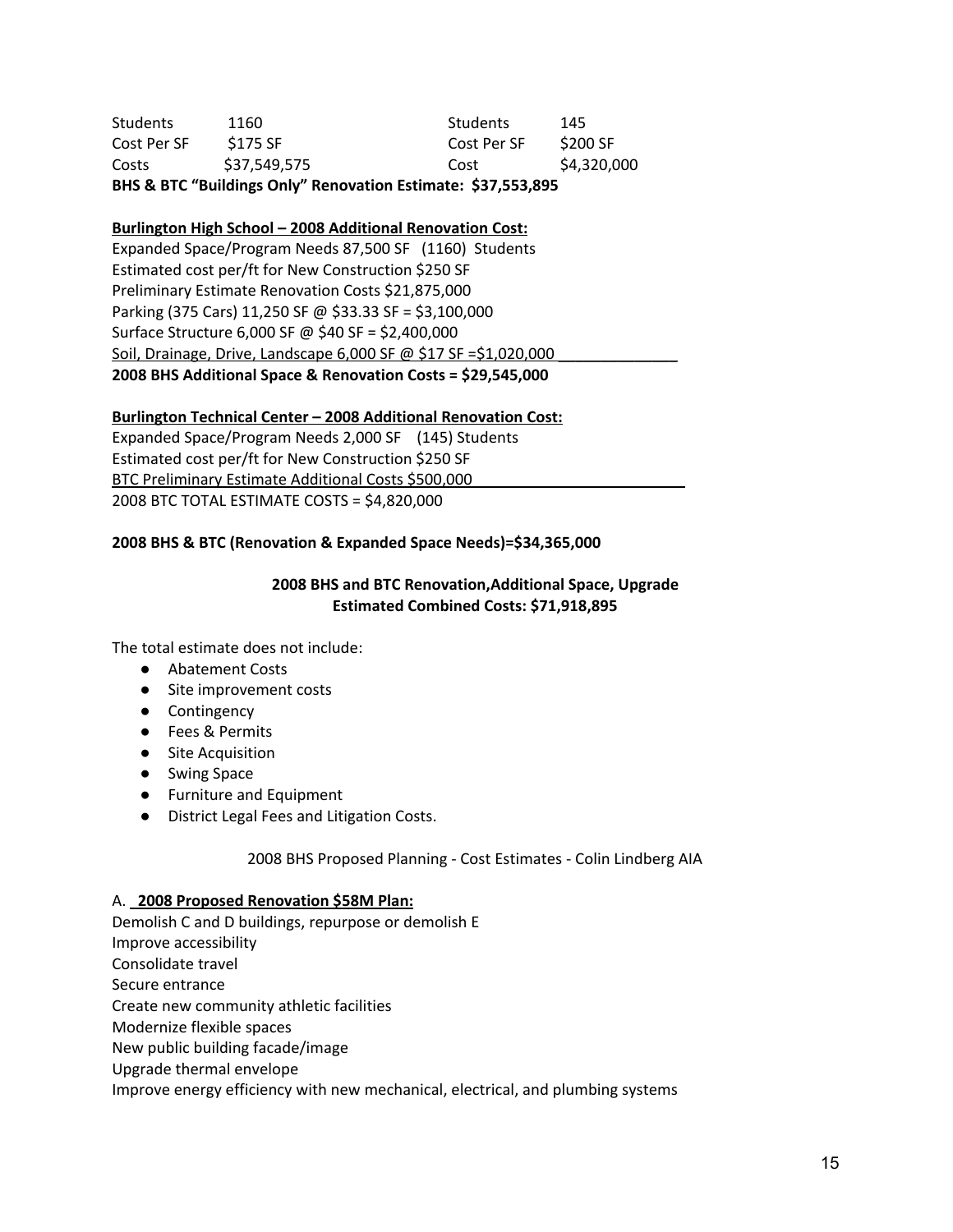| Students | 1160 | Students | 145 |
| --- | --- | --- | --- |
| Cost Per SF | $175 SF | Cost Per SF | $200 SF |
| Costs | $37,549,575 | Cost | $4,320,000 |

**BHS & BTC "Buildings Only" Renovation Estimate: $37,553,895**

**Burlington High School – 2008 Additional Renovation Cost:**

Expanded Space/Program Needs 87,500 SF (1160) Students
Estimated cost per/ft for New Construction $250 SF
Preliminary Estimate Renovation Costs $21,875,000
Parking (375 Cars) 11,250 SF @ $33.33 SF = $3,100,000
Surface Structure 6,000 SF @ $40 SF = $2,400,000
Soil, Drainage, Drive, Landscape 6,000 SF @ $17 SF =$1,020,000
**2008 BHS Additional Space & Renovation Costs = $29,545,000**

**Burlington Technical Center – 2008 Additional Renovation Cost:**

Expanded Space/Program Needs 2,000 SF (145) Students
Estimated cost per/ft for New Construction $250 SF
BTC Preliminary Estimate Additional Costs $500,000
2008 BTC TOTAL ESTIMATE COSTS = $4,820,000

**2008 BHS & BTC (Renovation & Expanded Space Needs)=$34,365,000**

**2008 BHS and BTC Renovation,Additional Space, Upgrade**
**Estimated Combined Costs: $71,918,895**

The total estimate does not include:

- Abatement Costs
- Site improvement costs
- Contingency
- Fees & Permits
- Site Acquisition
- Swing Space
- Furniture and Equipment
- District Legal Fees and Litigation Costs.

2008 BHS Proposed Planning - Cost Estimates - Colin Lindberg AIA

A. **2008 Proposed Renovation $58M Plan:**

Demolish C and D buildings, repurpose or demolish E
Improve accessibility
Consolidate travel
Secure entrance
Create new community athletic facilities
Modernize flexible spaces
New public building facade/image
Upgrade thermal envelope
Improve energy efficiency with new mechanical, electrical, and plumbing systems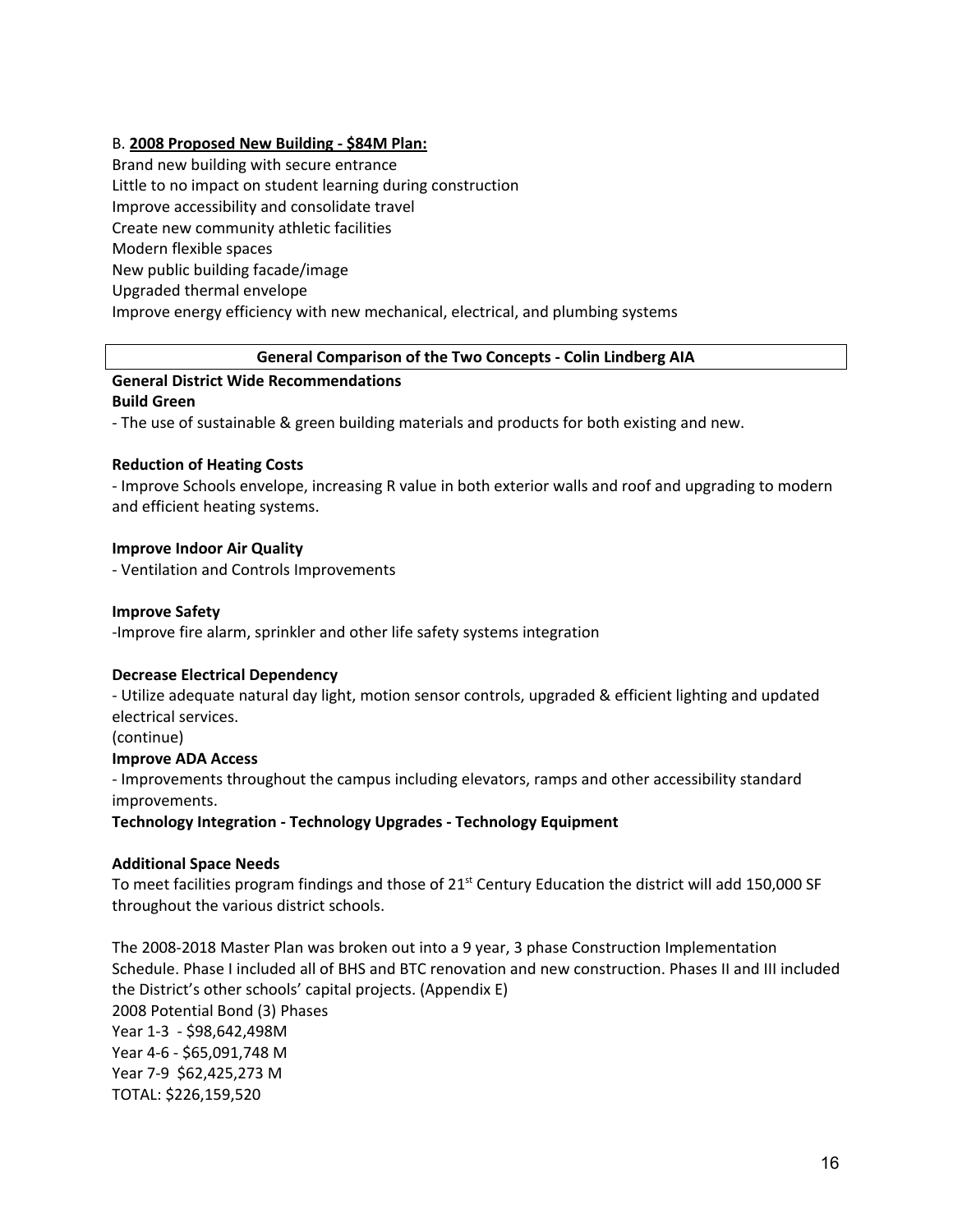B. **2008 Proposed New Building - $84M Plan:**

Brand new building with secure entrance
Little to no impact on student learning during construction
Improve accessibility and consolidate travel
Create new community athletic facilities
Modern flexible spaces
New public building facade/image
Upgraded thermal envelope
Improve energy efficiency with new mechanical, electrical, and plumbing systems

| **General Comparison of the Two Concepts - Colin Lindberg AIA** |
|---|

**General District Wide Recommendations**

**Build Green**

- The use of sustainable & green building materials and products for both existing and new.

**Reduction of Heating Costs**

- Improve Schools envelope, increasing R value in both exterior walls and roof and upgrading to modern and efficient heating systems.

**Improve Indoor Air Quality**

- Ventilation and Controls Improvements

**Improve Safety**

-Improve fire alarm, sprinkler and other life safety systems integration

**Decrease Electrical Dependency**

- Utilize adequate natural day light, motion sensor controls, upgraded & efficient lighting and updated electrical services.

(continue)

**Improve ADA Access**

- Improvements throughout the campus including elevators, ramps and other accessibility standard improvements.

**Technology Integration - Technology Upgrades - Technology Equipment**

**Additional Space Needs**

To meet facilities program findings and those of 21st Century Education the district will add 150,000 SF throughout the various district schools.

The 2008-2018 Master Plan was broken out into a 9 year, 3 phase Construction Implementation Schedule. Phase I included all of BHS and BTC renovation and new construction. Phases II and III included the District's other schools' capital projects. (Appendix E)

2008 Potential Bond (3) Phases
Year 1-3 - $98,642,498M
Year 4-6 - $65,091,748 M
Year 7-9 $62,425,273 M
TOTAL: $226,159,520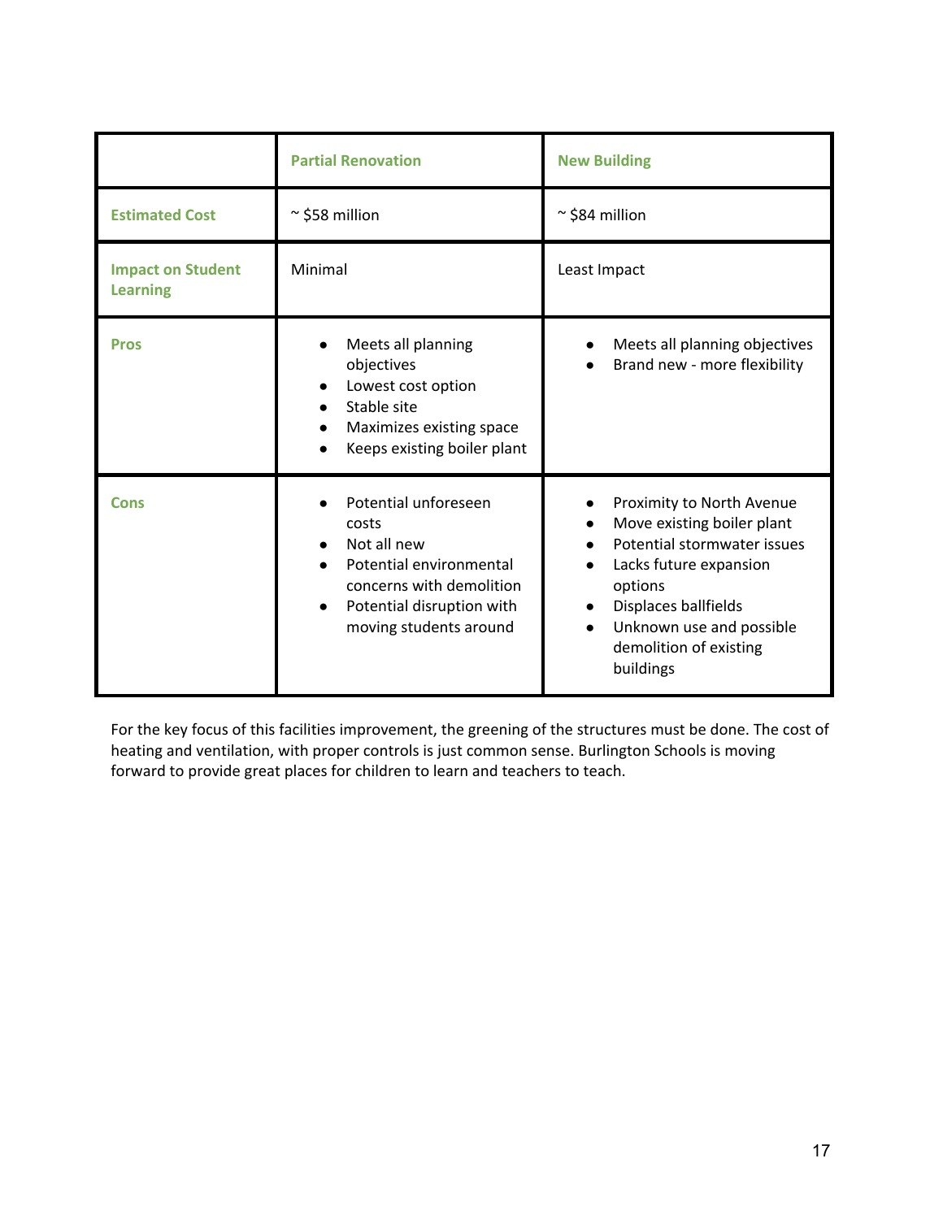| | Partial Renovation | New Building |
|---|---|---|
| Estimated Cost | ~ $58 million | ~ $84 million |
| Impact on Student Learning | Minimal | Least Impact |
| Pros | • Meets all planning objectives<br>• Lowest cost option<br>• Stable site<br>• Maximizes existing space<br>• Keeps existing boiler plant | • Meets all planning objectives<br>• Brand new - more flexibility |
| Cons | • Potential unforeseen costs<br>• Not all new<br>• Potential environmental concerns with demolition<br>• Potential disruption with moving students around | • Proximity to North Avenue<br>• Move existing boiler plant<br>• Potential stormwater issues<br>• Lacks future expansion options<br>• Displaces ballfields<br>• Unknown use and possible demolition of existing buildings |

For the key focus of this facilities improvement, the greening of the structures must be done. The cost of heating and ventilation, with proper controls is just common sense. Burlington Schools is moving forward to provide great places for children to learn and teachers to teach.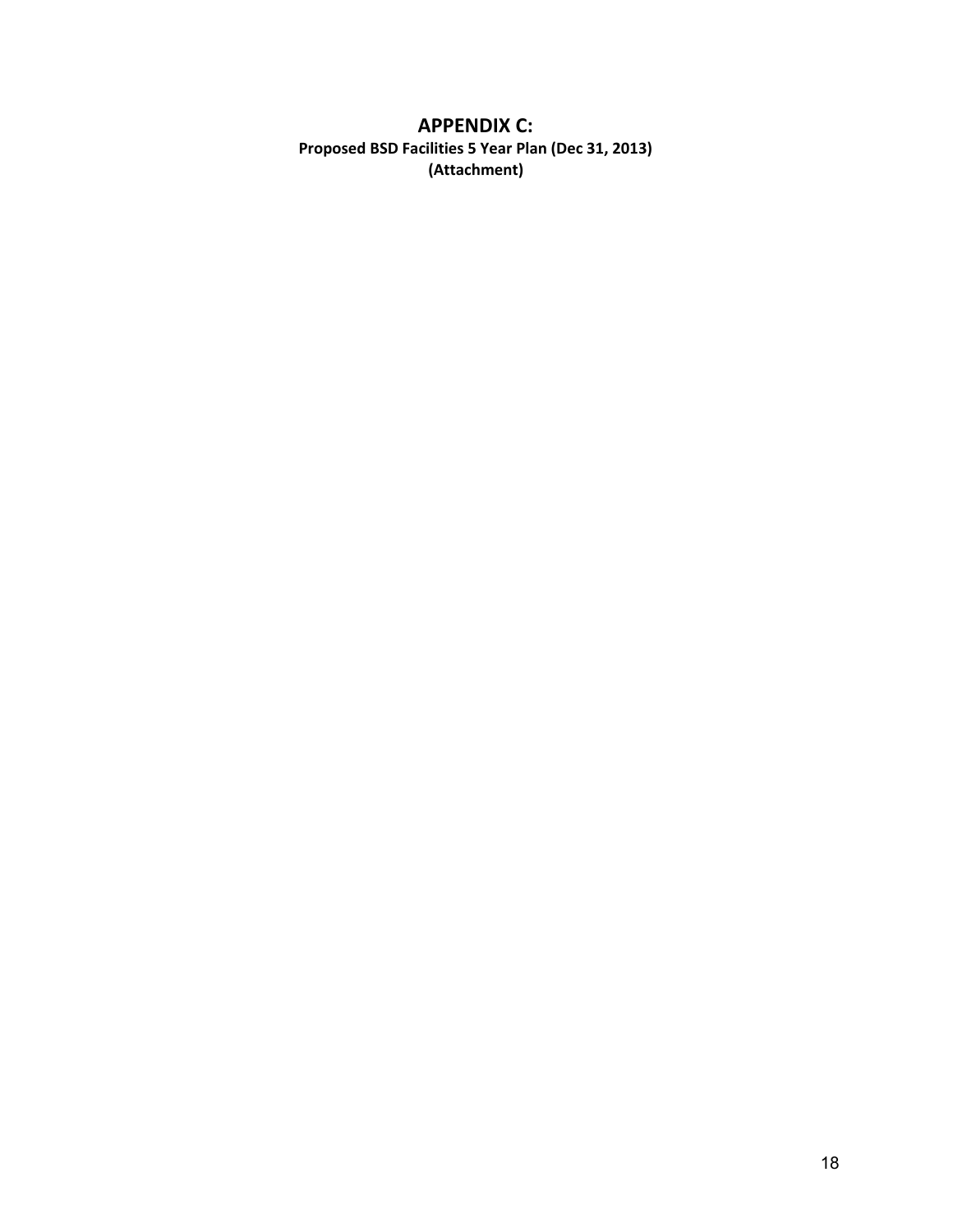# APPENDIX C:

**Proposed BSD Facilities 5 Year Plan (Dec 31, 2013)**
**(Attachment)**